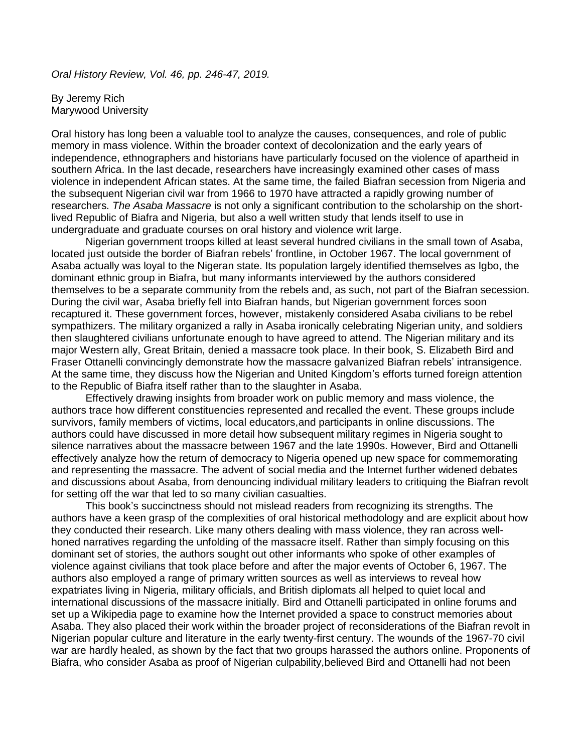*Oral History Review, Vol. 46, pp. 246-47, 2019.*

By Jeremy Rich
Marywood University

Oral history has long been a valuable tool to analyze the causes, consequences, and role of public memory in mass violence. Within the broader context of decolonization and the early years of independence, ethnographers and historians have particularly focused on the violence of apartheid in southern Africa. In the last decade, researchers have increasingly examined other cases of mass violence in independent African states. At the same time, the failed Biafran secession from Nigeria and the subsequent Nigerian civil war from 1966 to 1970 have attracted a rapidly growing number of researchers. *The Asaba Massacre* is not only a significant contribution to the scholarship on the short-lived Republic of Biafra and Nigeria, but also a well written study that lends itself to use in undergraduate and graduate courses on oral history and violence writ large.

Nigerian government troops killed at least several hundred civilians in the small town of Asaba, located just outside the border of Biafran rebels' frontline, in October 1967. The local government of Asaba actually was loyal to the Nigeran state. Its population largely identified themselves as Igbo, the dominant ethnic group in Biafra, but many informants interviewed by the authors considered themselves to be a separate community from the rebels and, as such, not part of the Biafran secession. During the civil war, Asaba briefly fell into Biafran hands, but Nigerian government forces soon recaptured it. These government forces, however, mistakenly considered Asaba civilians to be rebel sympathizers. The military organized a rally in Asaba ironically celebrating Nigerian unity, and soldiers then slaughtered civilians unfortunate enough to have agreed to attend. The Nigerian military and its major Western ally, Great Britain, denied a massacre took place. In their book, S. Elizabeth Bird and Fraser Ottanelli convincingly demonstrate how the massacre galvanized Biafran rebels' intransigence. At the same time, they discuss how the Nigerian and United Kingdom's efforts turned foreign attention to the Republic of Biafra itself rather than to the slaughter in Asaba.

Effectively drawing insights from broader work on public memory and mass violence, the authors trace how different constituencies represented and recalled the event. These groups include survivors, family members of victims, local educators,and participants in online discussions. The authors could have discussed in more detail how subsequent military regimes in Nigeria sought to silence narratives about the massacre between 1967 and the late 1990s. However, Bird and Ottanelli effectively analyze how the return of democracy to Nigeria opened up new space for commemorating and representing the massacre. The advent of social media and the Internet further widened debates and discussions about Asaba, from denouncing individual military leaders to critiquing the Biafran revolt for setting off the war that led to so many civilian casualties.

This book's succinctness should not mislead readers from recognizing its strengths. The authors have a keen grasp of the complexities of oral historical methodology and are explicit about how they conducted their research. Like many others dealing with mass violence, they ran across well-honed narratives regarding the unfolding of the massacre itself. Rather than simply focusing on this dominant set of stories, the authors sought out other informants who spoke of other examples of violence against civilians that took place before and after the major events of October 6, 1967. The authors also employed a range of primary written sources as well as interviews to reveal how expatriates living in Nigeria, military officials, and British diplomats all helped to quiet local and international discussions of the massacre initially. Bird and Ottanelli participated in online forums and set up a Wikipedia page to examine how the Internet provided a space to construct memories about Asaba. They also placed their work within the broader project of reconsiderations of the Biafran revolt in Nigerian popular culture and literature in the early twenty-first century. The wounds of the 1967-70 civil war are hardly healed, as shown by the fact that two groups harassed the authors online. Proponents of Biafra, who consider Asaba as proof of Nigerian culpability,believed Bird and Ottanelli had not been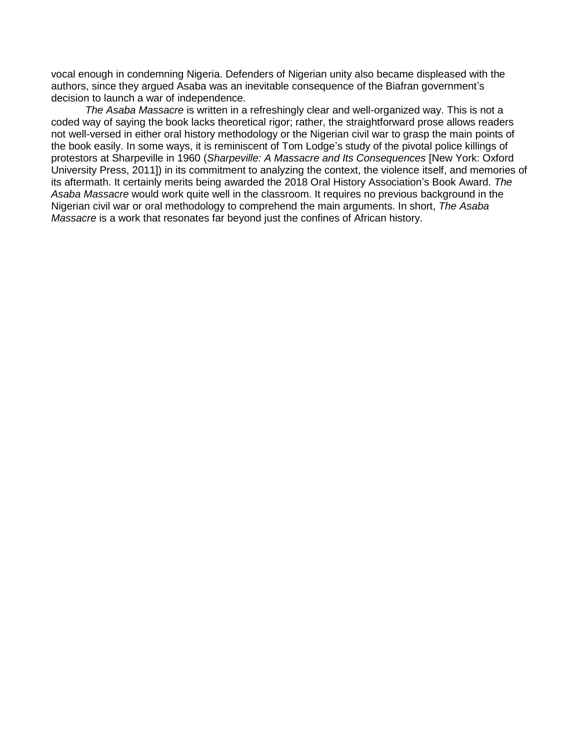vocal enough in condemning Nigeria. Defenders of Nigerian unity also became displeased with the authors, since they argued Asaba was an inevitable consequence of the Biafran government's decision to launch a war of independence.

*The Asaba Massacre* is written in a refreshingly clear and well-organized way. This is not a coded way of saying the book lacks theoretical rigor; rather, the straightforward prose allows readers not well-versed in either oral history methodology or the Nigerian civil war to grasp the main points of the book easily. In some ways, it is reminiscent of Tom Lodge's study of the pivotal police killings of protestors at Sharpeville in 1960 (*Sharpeville: A Massacre and Its Consequences* [New York: Oxford University Press, 2011]) in its commitment to analyzing the context, the violence itself, and memories of its aftermath. It certainly merits being awarded the 2018 Oral History Association's Book Award. *The Asaba Massacre* would work quite well in the classroom. It requires no previous background in the Nigerian civil war or oral methodology to comprehend the main arguments. In short, *The Asaba Massacre* is a work that resonates far beyond just the confines of African history.